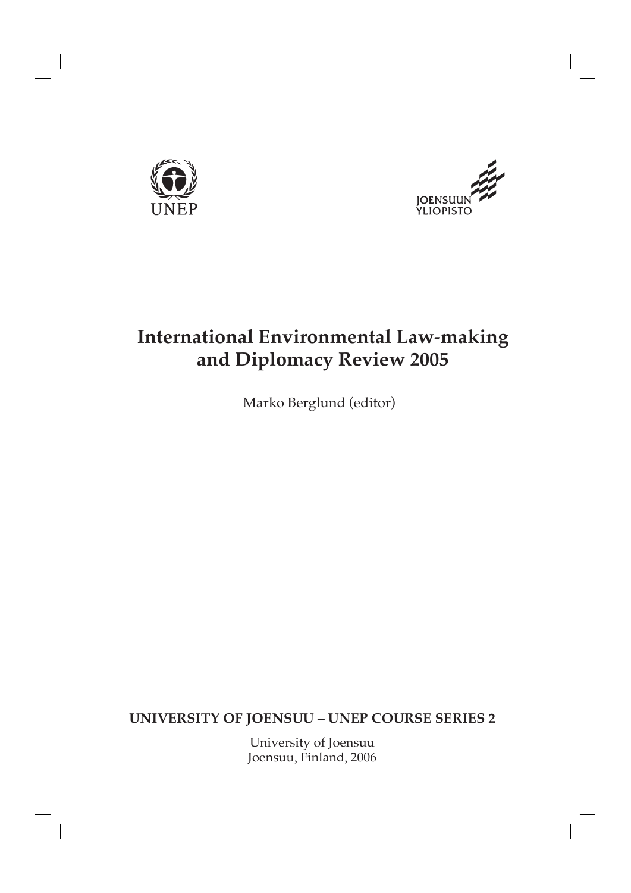UNEP

JOENSUUN YLIOPISTO

# International Environmental Law-making and Diplomacy Review 2005

Marko Berglund (editor)

**UNIVERSITY OF JOENSUU – UNEP COURSE SERIES 2**

University of Joensuu
Joensuu, Finland, 2006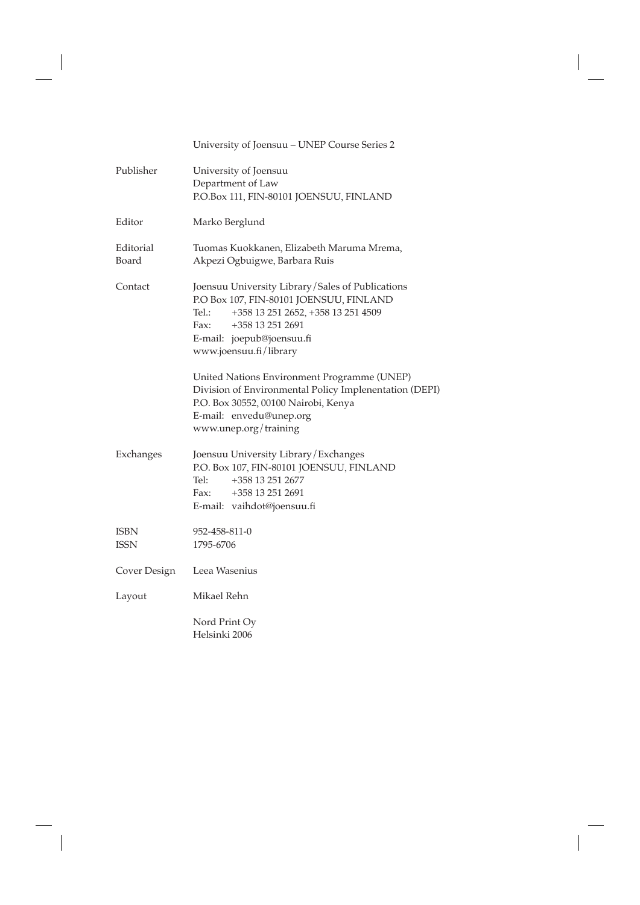University of Joensuu – UNEP Course Series 2

| | |
|---|---|
| Publisher | University of Joensuu<br>Department of Law<br>P.O.Box 111, FIN-80101 JOENSUU, FINLAND |
| Editor | Marko Berglund |
| Editorial Board | Tuomas Kuokkanen, Elizabeth Maruma Mrema,<br>Akpezi Ogbuigwe, Barbara Ruis |
| Contact | Joensuu University Library/Sales of Publications<br>P.O Box 107, FIN-80101 JOENSUU, FINLAND<br>Tel.: +358 13 251 2652, +358 13 251 4509<br>Fax: +358 13 251 2691<br>E-mail: joepub@joensuu.fi<br>www.joensuu.fi/library<br><br>United Nations Environment Programme (UNEP)<br>Division of Environmental Policy Implentation (DEPI)<br>P.O. Box 30552, 00100 Nairobi, Kenya<br>E-mail: envedu@unep.org<br>www.unep.org/training |
| Exchanges | Joensuu University Library/Exchanges<br>P.O. Box 107, FIN-80101 JOENSUU, FINLAND<br>Tel: +358 13 251 2677<br>Fax: +358 13 251 2691<br>E-mail: vaihdot@joensuu.fi |
| ISBN | 952-458-811-0 |
| ISSN | 1795-6706 |
| Cover Design | Leea Wasenius |
| Layout | Mikael Rehn |
| | Nord Print Oy<br>Helsinki 2006 |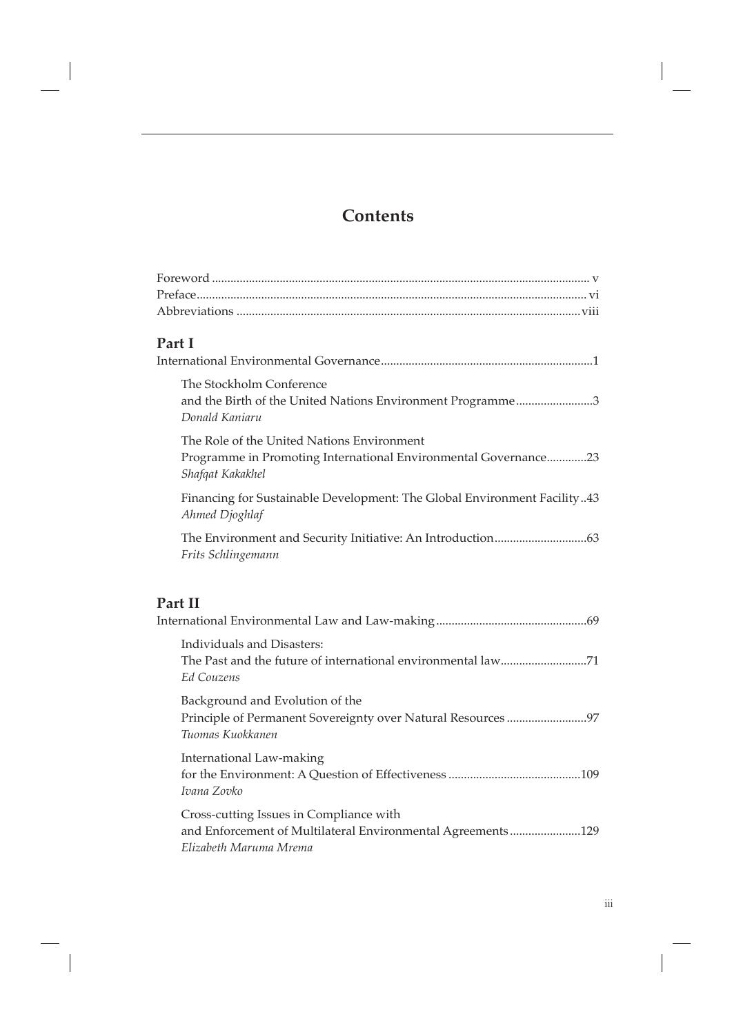# Contents

Foreword .................................................. v
Preface .................................................. vi
Abbreviations .................................................. viii

## Part I

International Environmental Governance .................................................. 1

The Stockholm Conference
and the Birth of the United Nations Environment Programme .................................................. 3
*Donald Kaniaru*

The Role of the United Nations Environment
Programme in Promoting International Environmental Governance .................................................. 23
*Shafqat Kakakhel*

Financing for Sustainable Development: The Global Environment Facility .. 43
*Ahmed Djoghlaf*

The Environment and Security Initiative: An Introduction .................................................. 63
*Frits Schlingemann*

## Part II

International Environmental Law and Law-making .................................................. 69

Individuals and Disasters:
The Past and the future of international environmental law .................................................. 71
*Ed Couzens*

Background and Evolution of the
Principle of Permanent Sovereignty over Natural Resources .................................................. 97
*Tuomas Kuokkanen*

International Law-making
for the Environment: A Question of Effectiveness .................................................. 109
*Ivana Zovko*

Cross-cutting Issues in Compliance with
and Enforcement of Multilateral Environmental Agreements .................................................. 129
*Elizabeth Maruma Mrema*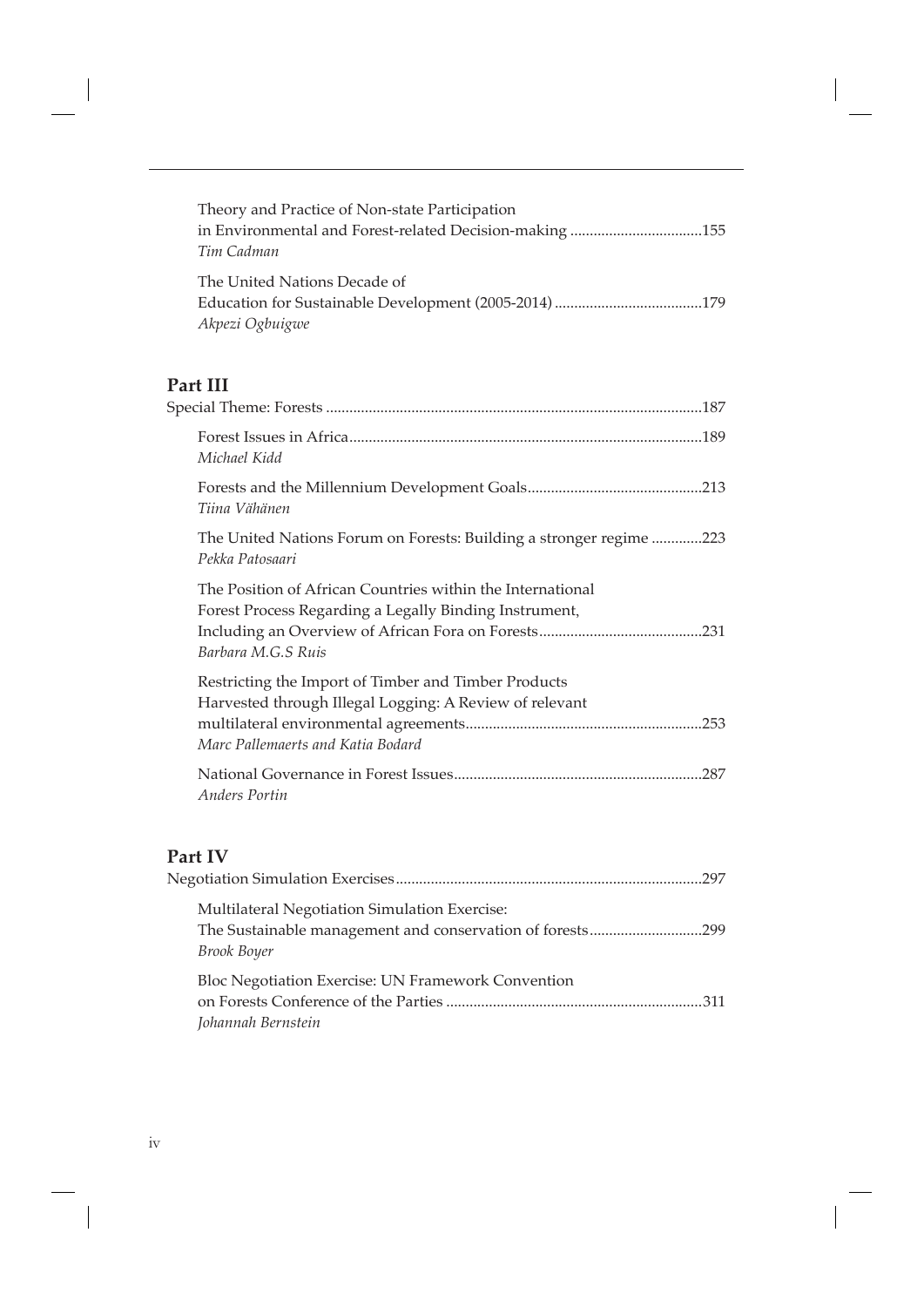Theory and Practice of Non-state Participation in Environmental and Forest-related Decision-making ..................................155
*Tim Cadman*

The United Nations Decade of Education for Sustainable Development (2005-2014) ......................................179
*Akpezi Ogbuigwe*

## Part III

Special Theme: Forests ................................................................................................187

Forest Issues in Africa..........................................................................................189
*Michael Kidd*

Forests and the Millennium Development Goals............................................213
*Tiina Vähänen*

The United Nations Forum on Forests: Building a stronger regime .............223
*Pekka Patosaari*

The Position of African Countries within the International Forest Process Regarding a Legally Binding Instrument, Including an Overview of African Fora on Forests..........................................231
*Barbara M.G.S Ruis*

Restricting the Import of Timber and Timber Products Harvested through Illegal Logging: A Review of relevant multilateral environmental agreements............................................................253
*Marc Pallemaerts and Katia Bodard*

National Governance in Forest Issues...............................................................287
*Anders Portin*

## Part IV

Negotiation Simulation Exercises..............................................................................297

Multilateral Negotiation Simulation Exercise: The Sustainable management and conservation of forests.............................299
*Brook Boyer*

Bloc Negotiation Exercise: UN Framework Convention on Forests Conference of the Parties .................................................................311
*Johannah Bernstein*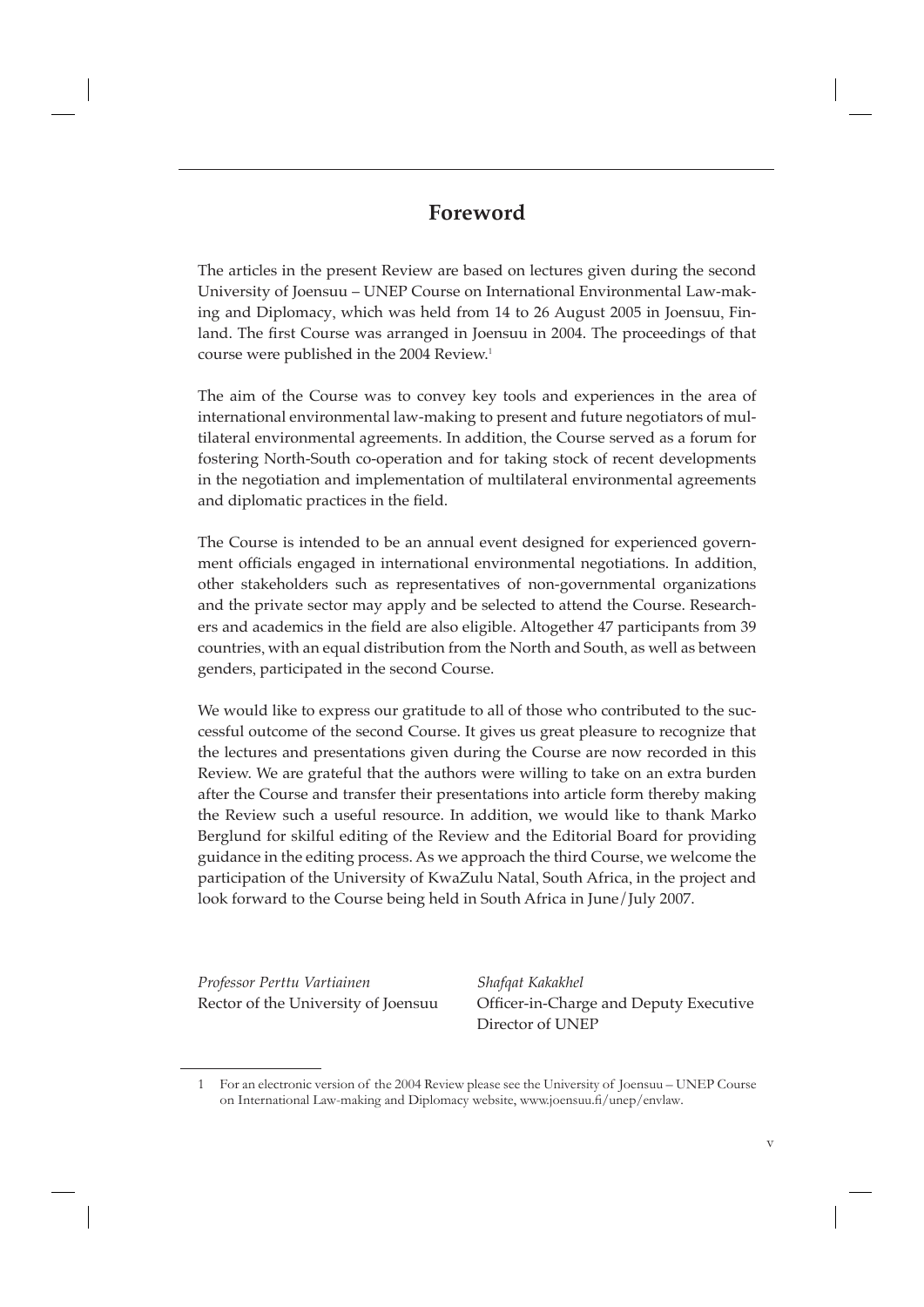# Foreword

The articles in the present Review are based on lectures given during the second University of Joensuu – UNEP Course on International Environmental Law-making and Diplomacy, which was held from 14 to 26 August 2005 in Joensuu, Finland. The first Course was arranged in Joensuu in 2004. The proceedings of that course were published in the 2004 Review.[1]

The aim of the Course was to convey key tools and experiences in the area of international environmental law-making to present and future negotiators of multilateral environmental agreements. In addition, the Course served as a forum for fostering North-South co-operation and for taking stock of recent developments in the negotiation and implementation of multilateral environmental agreements and diplomatic practices in the field.

The Course is intended to be an annual event designed for experienced government officials engaged in international environmental negotiations. In addition, other stakeholders such as representatives of non-governmental organizations and the private sector may apply and be selected to attend the Course. Researchers and academics in the field are also eligible. Altogether 47 participants from 39 countries, with an equal distribution from the North and South, as well as between genders, participated in the second Course.

We would like to express our gratitude to all of those who contributed to the successful outcome of the second Course. It gives us great pleasure to recognize that the lectures and presentations given during the Course are now recorded in this Review. We are grateful that the authors were willing to take on an extra burden after the Course and transfer their presentations into article form thereby making the Review such a useful resource. In addition, we would like to thank Marko Berglund for skilful editing of the Review and the Editorial Board for providing guidance in the editing process. As we approach the third Course, we welcome the participation of the University of KwaZulu Natal, South Africa, in the project and look forward to the Course being held in South Africa in June/July 2007.

*Professor Perttu Vartiainen*
Rector of the University of Joensuu

*Shafqat Kakakhel*
Officer-in-Charge and Deputy Executive Director of UNEP

---

1 For an electronic version of the 2004 Review please see the University of Joensuu – UNEP Course on International Law-making and Diplomacy website, www.joensuu.fi/unep/envlaw.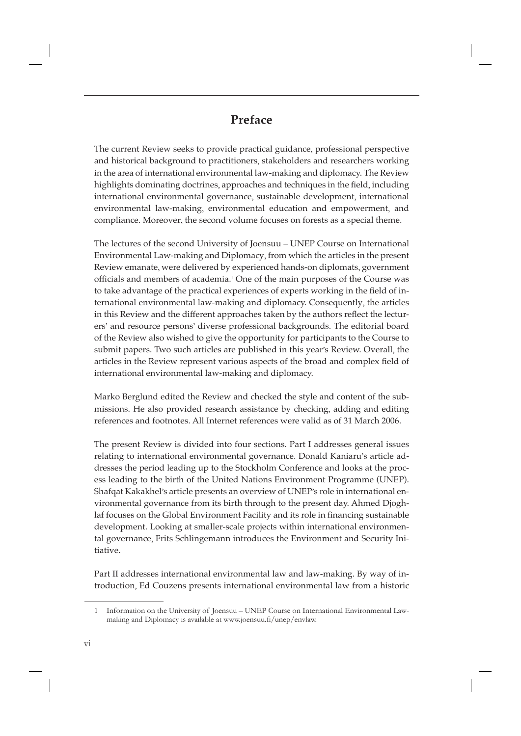# Preface

The current Review seeks to provide practical guidance, professional perspective and historical background to practitioners, stakeholders and researchers working in the area of international environmental law-making and diplomacy. The Review highlights dominating doctrines, approaches and techniques in the field, including international environmental governance, sustainable development, international environmental law-making, environmental education and empowerment, and compliance. Moreover, the second volume focuses on forests as a special theme.

The lectures of the second University of Joensuu – UNEP Course on International Environmental Law-making and Diplomacy, from which the articles in the present Review emanate, were delivered by experienced hands-on diplomats, government officials and members of academia.[1] One of the main purposes of the Course was to take advantage of the practical experiences of experts working in the field of international environmental law-making and diplomacy. Consequently, the articles in this Review and the different approaches taken by the authors reflect the lecturers' and resource persons' diverse professional backgrounds. The editorial board of the Review also wished to give the opportunity for participants to the Course to submit papers. Two such articles are published in this year's Review. Overall, the articles in the Review represent various aspects of the broad and complex field of international environmental law-making and diplomacy.

Marko Berglund edited the Review and checked the style and content of the submissions. He also provided research assistance by checking, adding and editing references and footnotes. All Internet references were valid as of 31 March 2006.

The present Review is divided into four sections. Part I addresses general issues relating to international environmental governance. Donald Kaniaru's article addresses the period leading up to the Stockholm Conference and looks at the process leading to the birth of the United Nations Environment Programme (UNEP). Shafqat Kakakhel's article presents an overview of UNEP's role in international environmental governance from its birth through to the present day. Ahmed Djoghlaf focuses on the Global Environment Facility and its role in financing sustainable development. Looking at smaller-scale projects within international environmental governance, Frits Schlingemann introduces the Environment and Security Initiative.

Part II addresses international environmental law and law-making. By way of introduction, Ed Couzens presents international environmental law from a historic

---

1 Information on the University of Joensuu – UNEP Course on International Environmental Law-making and Diplomacy is available at www.joensuu.fi/unep/envlaw.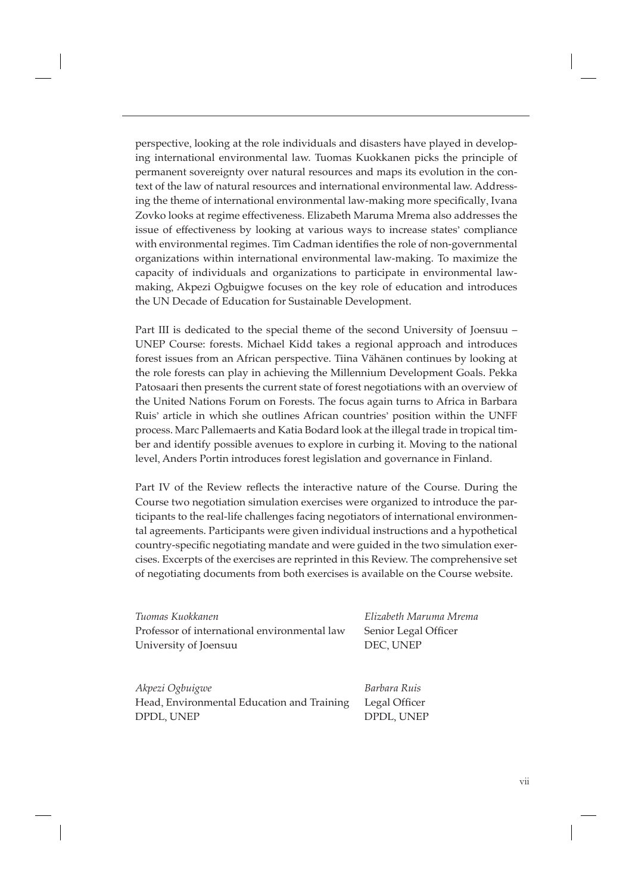perspective, looking at the role individuals and disasters have played in developing international environmental law. Tuomas Kuokkanen picks the principle of permanent sovereignty over natural resources and maps its evolution in the context of the law of natural resources and international environmental law. Addressing the theme of international environmental law-making more specifically, Ivana Zovko looks at regime effectiveness. Elizabeth Maruma Mrema also addresses the issue of effectiveness by looking at various ways to increase states' compliance with environmental regimes. Tim Cadman identifies the role of non-governmental organizations within international environmental law-making. To maximize the capacity of individuals and organizations to participate in environmental law-making, Akpezi Ogbuigwe focuses on the key role of education and introduces the UN Decade of Education for Sustainable Development.

Part III is dedicated to the special theme of the second University of Joensuu – UNEP Course: forests. Michael Kidd takes a regional approach and introduces forest issues from an African perspective. Tiina Vähänen continues by looking at the role forests can play in achieving the Millennium Development Goals. Pekka Patosaari then presents the current state of forest negotiations with an overview of the United Nations Forum on Forests. The focus again turns to Africa in Barbara Ruis' article in which she outlines African countries' position within the UNFF process. Marc Pallemaerts and Katia Bodard look at the illegal trade in tropical timber and identify possible avenues to explore in curbing it. Moving to the national level, Anders Portin introduces forest legislation and governance in Finland.

Part IV of the Review reflects the interactive nature of the Course. During the Course two negotiation simulation exercises were organized to introduce the participants to the real-life challenges facing negotiators of international environmental agreements. Participants were given individual instructions and a hypothetical country-specific negotiating mandate and were guided in the two simulation exercises. Excerpts of the exercises are reprinted in this Review. The comprehensive set of negotiating documents from both exercises is available on the Course website.

*Tuomas Kuokkanen*
Professor of international environmental law
University of Joensuu

*Elizabeth Maruma Mrema*
Senior Legal Officer
DEC, UNEP

*Akpezi Ogbuigwe*
Head, Environmental Education and Training
DPDL, UNEP

*Barbara Ruis*
Legal Officer
DPDL, UNEP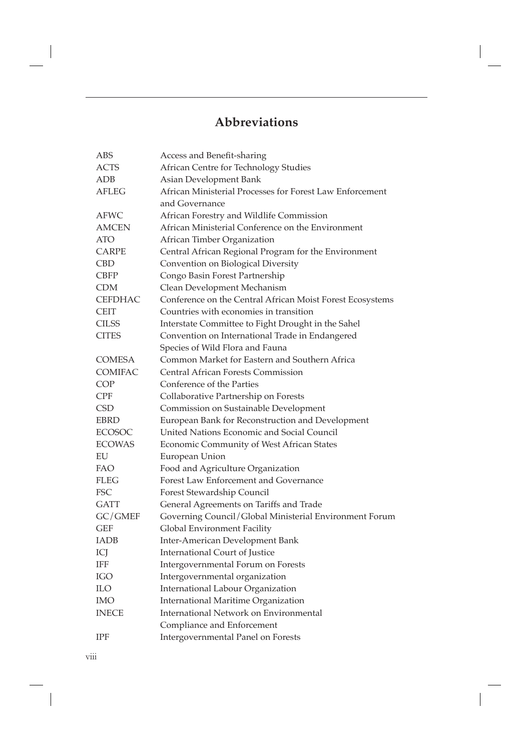# Abbreviations

| | |
|---|---|
| ABS | Access and Benefit-sharing |
| ACTS | African Centre for Technology Studies |
| ADB | Asian Development Bank |
| AFLEG | African Ministerial Processes for Forest Law Enforcement and Governance |
| AFWC | African Forestry and Wildlife Commission |
| AMCEN | African Ministerial Conference on the Environment |
| ATO | African Timber Organization |
| CARPE | Central African Regional Program for the Environment |
| CBD | Convention on Biological Diversity |
| CBFP | Congo Basin Forest Partnership |
| CDM | Clean Development Mechanism |
| CEFDHAC | Conference on the Central African Moist Forest Ecosystems |
| CEIT | Countries with economies in transition |
| CILSS | Interstate Committee to Fight Drought in the Sahel |
| CITES | Convention on International Trade in Endangered Species of Wild Flora and Fauna |
| COMESA | Common Market for Eastern and Southern Africa |
| COMIFAC | Central African Forests Commission |
| COP | Conference of the Parties |
| CPF | Collaborative Partnership on Forests |
| CSD | Commission on Sustainable Development |
| EBRD | European Bank for Reconstruction and Development |
| ECOSOC | United Nations Economic and Social Council |
| ECOWAS | Economic Community of West African States |
| EU | European Union |
| FAO | Food and Agriculture Organization |
| FLEG | Forest Law Enforcement and Governance |
| FSC | Forest Stewardship Council |
| GATT | General Agreements on Tariffs and Trade |
| GC/GMEF | Governing Council/Global Ministerial Environment Forum |
| GEF | Global Environment Facility |
| IADB | Inter-American Development Bank |
| ICJ | International Court of Justice |
| IFF | Intergovernmental Forum on Forests |
| IGO | Intergovernmental organization |
| ILO | International Labour Organization |
| IMO | International Maritime Organization |
| INECE | International Network on Environmental Compliance and Enforcement |
| IPF | Intergovernmental Panel on Forests |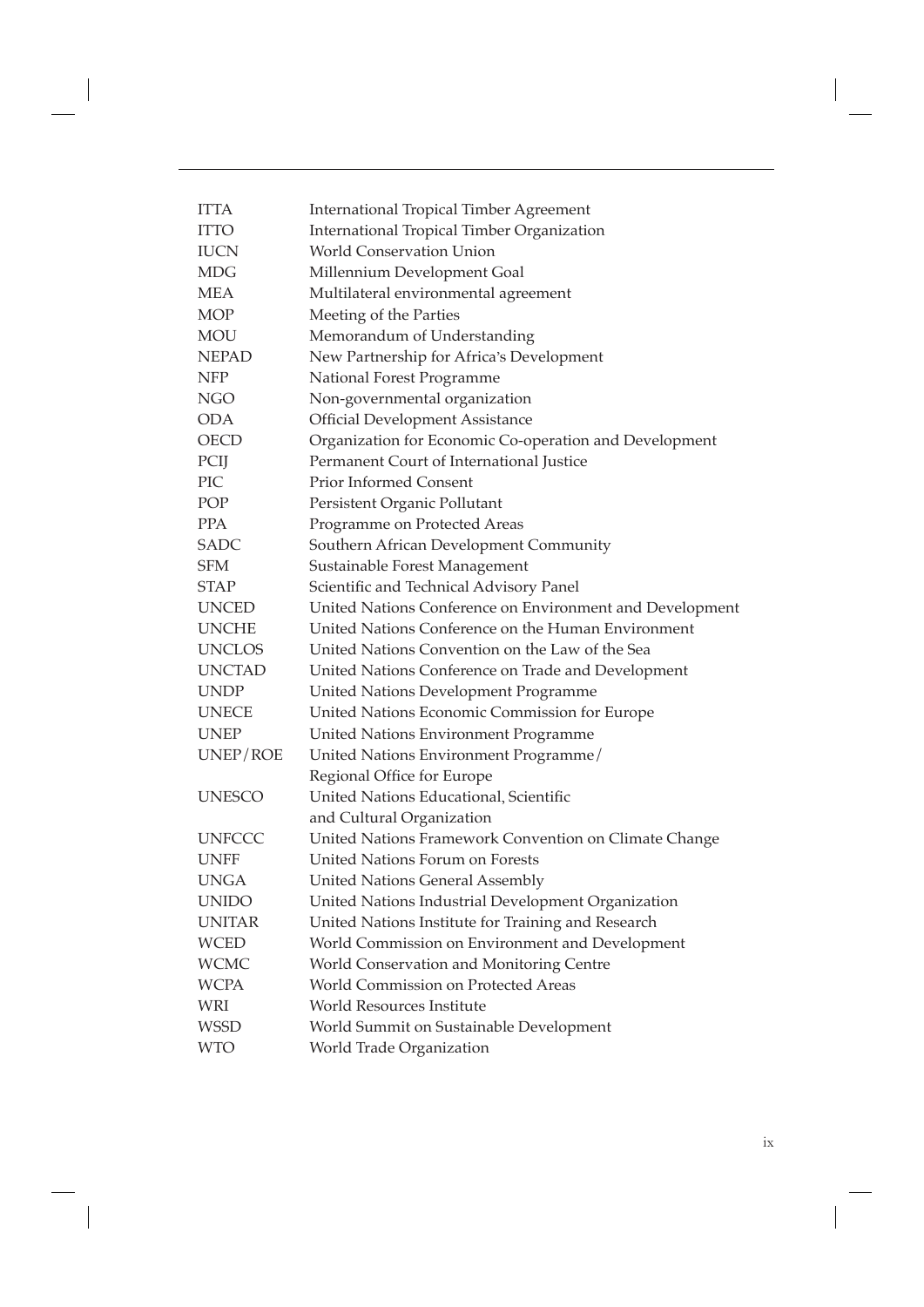| | |
|---|---|
| ITTA | International Tropical Timber Agreement |
| ITTO | International Tropical Timber Organization |
| IUCN | World Conservation Union |
| MDG | Millennium Development Goal |
| MEA | Multilateral environmental agreement |
| MOP | Meeting of the Parties |
| MOU | Memorandum of Understanding |
| NEPAD | New Partnership for Africa's Development |
| NFP | National Forest Programme |
| NGO | Non-governmental organization |
| ODA | Official Development Assistance |
| OECD | Organization for Economic Co-operation and Development |
| PCIJ | Permanent Court of International Justice |
| PIC | Prior Informed Consent |
| POP | Persistent Organic Pollutant |
| PPA | Programme on Protected Areas |
| SADC | Southern African Development Community |
| SFM | Sustainable Forest Management |
| STAP | Scientific and Technical Advisory Panel |
| UNCED | United Nations Conference on Environment and Development |
| UNCHE | United Nations Conference on the Human Environment |
| UNCLOS | United Nations Convention on the Law of the Sea |
| UNCTAD | United Nations Conference on Trade and Development |
| UNDP | United Nations Development Programme |
| UNECE | United Nations Economic Commission for Europe |
| UNEP | United Nations Environment Programme |
| UNEP/ROE | United Nations Environment Programme/ Regional Office for Europe |
| UNESCO | United Nations Educational, Scientific and Cultural Organization |
| UNFCCC | United Nations Framework Convention on Climate Change |
| UNFF | United Nations Forum on Forests |
| UNGA | United Nations General Assembly |
| UNIDO | United Nations Industrial Development Organization |
| UNITAR | United Nations Institute for Training and Research |
| WCED | World Commission on Environment and Development |
| WCMC | World Conservation and Monitoring Centre |
| WCPA | World Commission on Protected Areas |
| WRI | World Resources Institute |
| WSSD | World Summit on Sustainable Development |
| WTO | World Trade Organization |